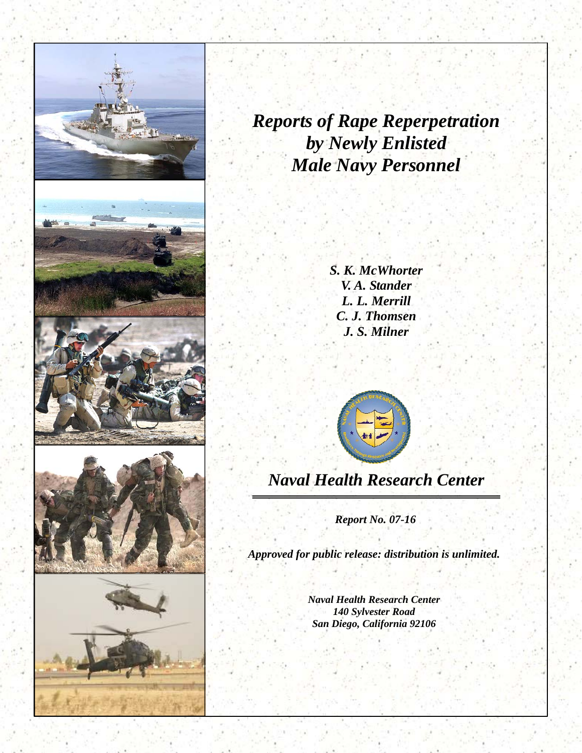# *Reports of Rape Reperpetration by Newly Enlisted Male Navy Personnel*

*S. K. McWhorter*
*V. A. Stander*
*L. L. Merrill*
*C. J. Thomsen*
*J. S. Milner*

## *Naval Health Research Center*

***Report No. 07-16***

***Approved for public release: distribution is unlimited.***

***Naval Health Research Center***
***140 Sylvester Road***
***San Diego, California 92106***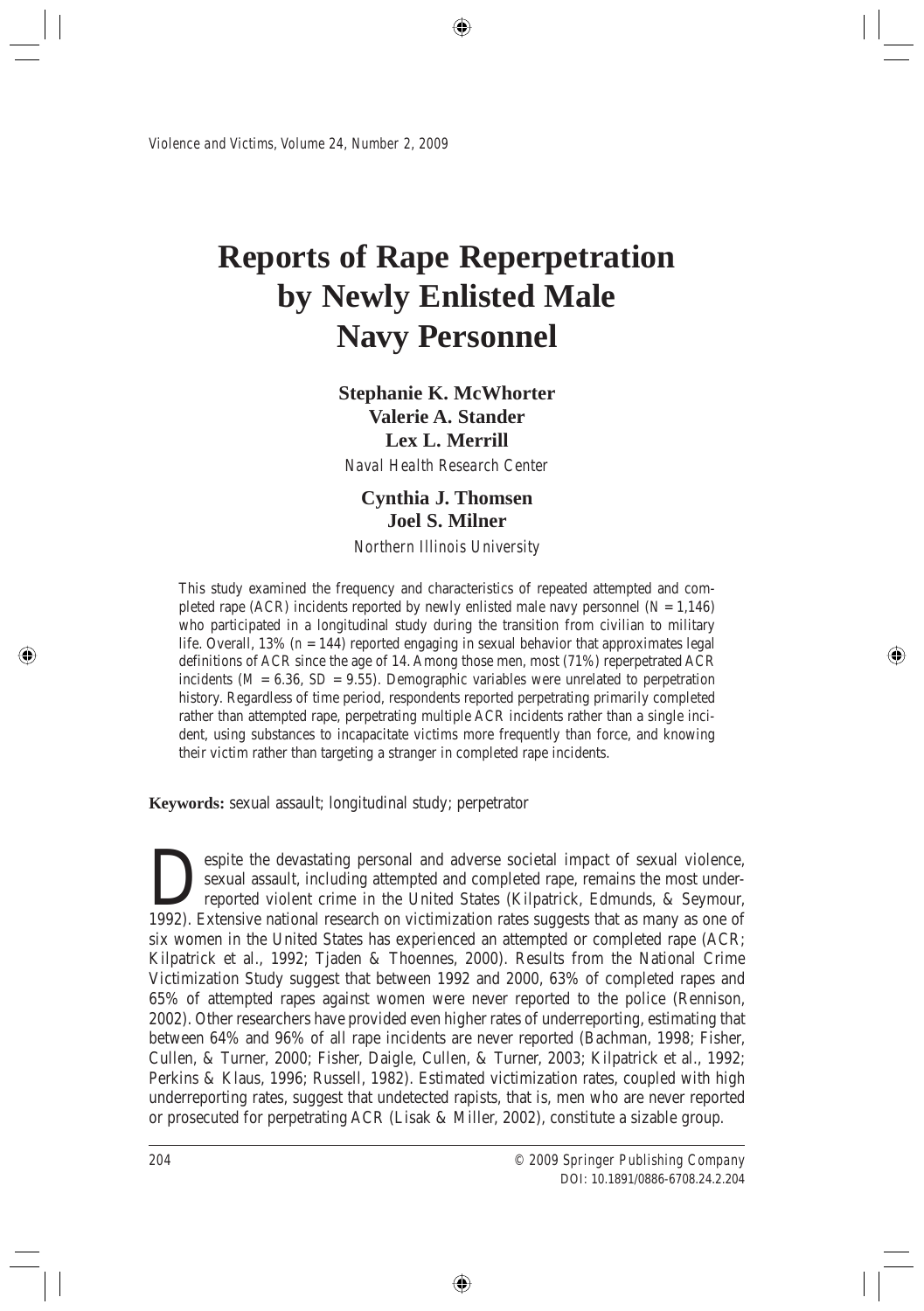# Reports of Rape Reperpetration by Newly Enlisted Male Navy Personnel

**Stephanie K. McWhorter**
**Valerie A. Stander**
**Lex L. Merrill**
*Naval Health Research Center*

**Cynthia J. Thomsen**
**Joel S. Milner**
*Northern Illinois University*

This study examined the frequency and characteristics of repeated attempted and completed rape (ACR) incidents reported by newly enlisted male navy personnel ($N = 1{,}146$) who participated in a longitudinal study during the transition from civilian to military life. Overall, 13% ($n = 144$) reported engaging in sexual behavior that approximates legal definitions of ACR since the age of 14. Among those men, most (71%) reperpetrated ACR incidents ($M = 6.36$, $SD = 9.55$). Demographic variables were unrelated to perpetration history. Regardless of time period, respondents reported perpetrating primarily completed rather than attempted rape, perpetrating multiple ACR incidents rather than a single incident, using substances to incapacitate victims more frequently than force, and knowing their victim rather than targeting a stranger in completed rape incidents.

**Keywords:** sexual assault; longitudinal study; perpetrator

Despite the devastating personal and adverse societal impact of sexual violence, sexual assault, including attempted and completed rape, remains the most underreported violent crime in the United States (Kilpatrick, Edmunds, & Seymour, 1992). Extensive national research on victimization rates suggests that as many as one of six women in the United States has experienced an attempted or completed rape (ACR; Kilpatrick et al., 1992; Tjaden & Thoennes, 2000). Results from the National Crime Victimization Study suggest that between 1992 and 2000, 63% of completed rapes and 65% of attempted rapes against women were never reported to the police (Rennison, 2002). Other researchers have provided even higher rates of underreporting, estimating that between 64% and 96% of all rape incidents are never reported (Bachman, 1998; Fisher, Cullen, & Turner, 2000; Fisher, Daigle, Cullen, & Turner, 2003; Kilpatrick et al., 1992; Perkins & Klaus, 1996; Russell, 1982). Estimated victimization rates, coupled with high underreporting rates, suggest that undetected rapists, that is, men who are never reported or prosecuted for perpetrating ACR (Lisak & Miller, 2002), constitute a sizable group.

© 2009 Springer Publishing Company
DOI: 10.1891/0886-6708.24.2.204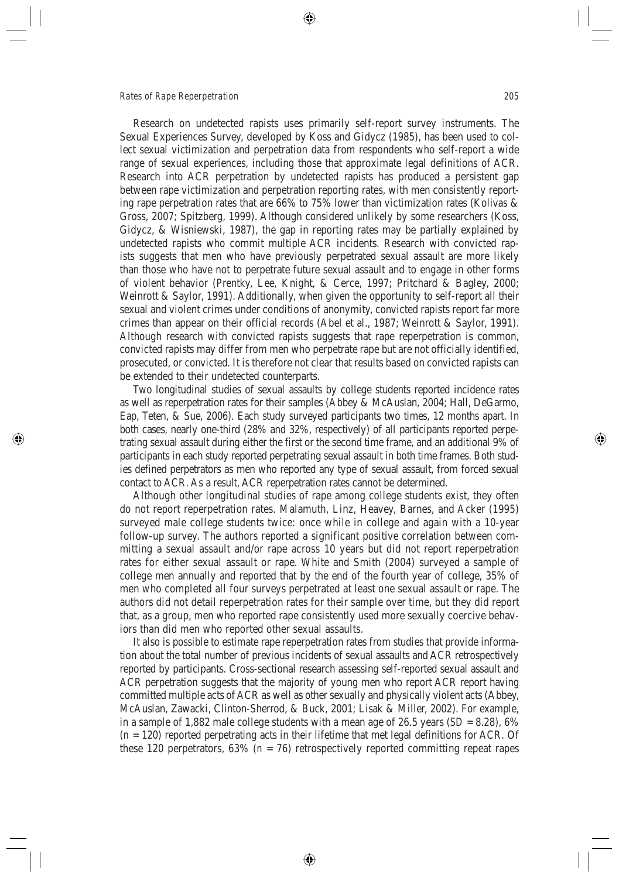Research on undetected rapists uses primarily self-report survey instruments. The Sexual Experiences Survey, developed by Koss and Gidycz (1985), has been used to collect sexual victimization and perpetration data from respondents who self-report a wide range of sexual experiences, including those that approximate legal definitions of ACR. Research into ACR perpetration by undetected rapists has produced a persistent gap between rape victimization and perpetration reporting rates, with men consistently reporting rape perpetration rates that are 66% to 75% lower than victimization rates (Kolivas & Gross, 2007; Spitzberg, 1999). Although considered unlikely by some researchers (Koss, Gidycz, & Wisniewski, 1987), the gap in reporting rates may be partially explained by undetected rapists who commit multiple ACR incidents. Research with convicted rapists suggests that men who have previously perpetrated sexual assault are more likely than those who have not to perpetrate future sexual assault and to engage in other forms of violent behavior (Prentky, Lee, Knight, & Cerce, 1997; Pritchard & Bagley, 2000; Weinrott & Saylor, 1991). Additionally, when given the opportunity to self-report all their sexual and violent crimes under conditions of anonymity, convicted rapists report far more crimes than appear on their official records (Abel et al., 1987; Weinrott & Saylor, 1991). Although research with convicted rapists suggests that rape reperpetration is common, convicted rapists may differ from men who perpetrate rape but are not officially identified, prosecuted, or convicted. It is therefore not clear that results based on convicted rapists can be extended to their undetected counterparts.

Two longitudinal studies of sexual assaults by college students reported incidence rates as well as reperpetration rates for their samples (Abbey & McAuslan, 2004; Hall, DeGarmo, Eap, Teten, & Sue, 2006). Each study surveyed participants two times, 12 months apart. In both cases, nearly one-third (28% and 32%, respectively) of all participants reported perpetrating sexual assault during either the first or the second time frame, and an additional 9% of participants in each study reported perpetrating sexual assault in both time frames. Both studies defined perpetrators as men who reported any type of sexual assault, from forced sexual contact to ACR. As a result, ACR reperpetration rates cannot be determined.

Although other longitudinal studies of rape among college students exist, they often do not report reperpetration rates. Malamuth, Linz, Heavey, Barnes, and Acker (1995) surveyed male college students twice: once while in college and again with a 10-year follow-up survey. The authors reported a significant positive correlation between committing a sexual assault and/or rape across 10 years but did not report reperpetration rates for either sexual assault or rape. White and Smith (2004) surveyed a sample of college men annually and reported that by the end of the fourth year of college, 35% of men who completed all four surveys perpetrated at least one sexual assault or rape. The authors did not detail reperpetration rates for their sample over time, but they did report that, as a group, men who reported rape consistently used more sexually coercive behaviors than did men who reported other sexual assaults.

It also is possible to estimate rape reperpetration rates from studies that provide information about the total number of previous incidents of sexual assaults and ACR retrospectively reported by participants. Cross-sectional research assessing self-reported sexual assault and ACR perpetration suggests that the majority of young men who report ACR report having committed multiple acts of ACR as well as other sexually and physically violent acts (Abbey, McAuslan, Zawacki, Clinton-Sherrod, & Buck, 2001; Lisak & Miller, 2002). For example, in a sample of 1,882 male college students with a mean age of 26.5 years ($SD = 8.28$), 6% ($n = 120$) reported perpetrating acts in their lifetime that met legal definitions for ACR. Of these 120 perpetrators, 63% ($n = 76$) retrospectively reported committing repeat rapes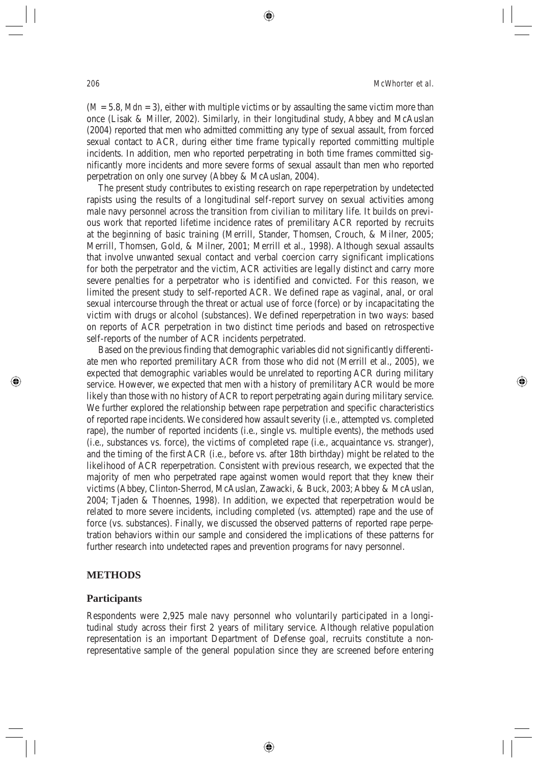(*M* = 5.8, *Mdn* = 3), either with multiple victims or by assaulting the same victim more than once (Lisak & Miller, 2002). Similarly, in their longitudinal study, Abbey and McAuslan (2004) reported that men who admitted committing any type of sexual assault, from forced sexual contact to ACR, during either time frame typically reported committing multiple incidents. In addition, men who reported perpetrating in both time frames committed significantly more incidents and more severe forms of sexual assault than men who reported perpetration on only one survey (Abbey & McAuslan, 2004).

The present study contributes to existing research on rape reperpetration by undetected rapists using the results of a longitudinal self-report survey on sexual activities among male navy personnel across the transition from civilian to military life. It builds on previous work that reported lifetime incidence rates of premilitary ACR reported by recruits at the beginning of basic training (Merrill, Stander, Thomsen, Crouch, & Milner, 2005; Merrill, Thomsen, Gold, & Milner, 2001; Merrill et al., 1998). Although sexual assaults that involve unwanted sexual contact and verbal coercion carry significant implications for both the perpetrator and the victim, ACR activities are legally distinct and carry more severe penalties for a perpetrator who is identified and convicted. For this reason, we limited the present study to self-reported ACR. We defined rape as vaginal, anal, or oral sexual intercourse through the threat or actual use of force (force) or by incapacitating the victim with drugs or alcohol (substances). We defined reperpetration in two ways: based on reports of ACR perpetration in two distinct time periods and based on retrospective self-reports of the number of ACR incidents perpetrated.

Based on the previous finding that demographic variables did not significantly differentiate men who reported premilitary ACR from those who did not (Merrill et al., 2005), we expected that demographic variables would be unrelated to reporting ACR during military service. However, we expected that men with a history of premilitary ACR would be more likely than those with no history of ACR to report perpetrating again during military service. We further explored the relationship between rape perpetration and specific characteristics of reported rape incidents. We considered how assault severity (i.e., attempted vs. completed rape), the number of reported incidents (i.e., single vs. multiple events), the methods used (i.e., substances vs. force), the victims of completed rape (i.e., acquaintance vs. stranger), and the timing of the first ACR (i.e., before vs. after 18th birthday) might be related to the likelihood of ACR reperpetration. Consistent with previous research, we expected that the majority of men who perpetrated rape against women would report that they knew their victims (Abbey, Clinton-Sherrod, McAuslan, Zawacki, & Buck, 2003; Abbey & McAuslan, 2004; Tjaden & Thoennes, 1998). In addition, we expected that reperpetration would be related to more severe incidents, including completed (vs. attempted) rape and the use of force (vs. substances). Finally, we discussed the observed patterns of reported rape perpetration behaviors within our sample and considered the implications of these patterns for further research into undetected rapes and prevention programs for navy personnel.

## METHODS

### Participants

Respondents were 2,925 male navy personnel who voluntarily participated in a longitudinal study across their first 2 years of military service. Although relative population representation is an important Department of Defense goal, recruits constitute a nonrepresentative sample of the general population since they are screened before entering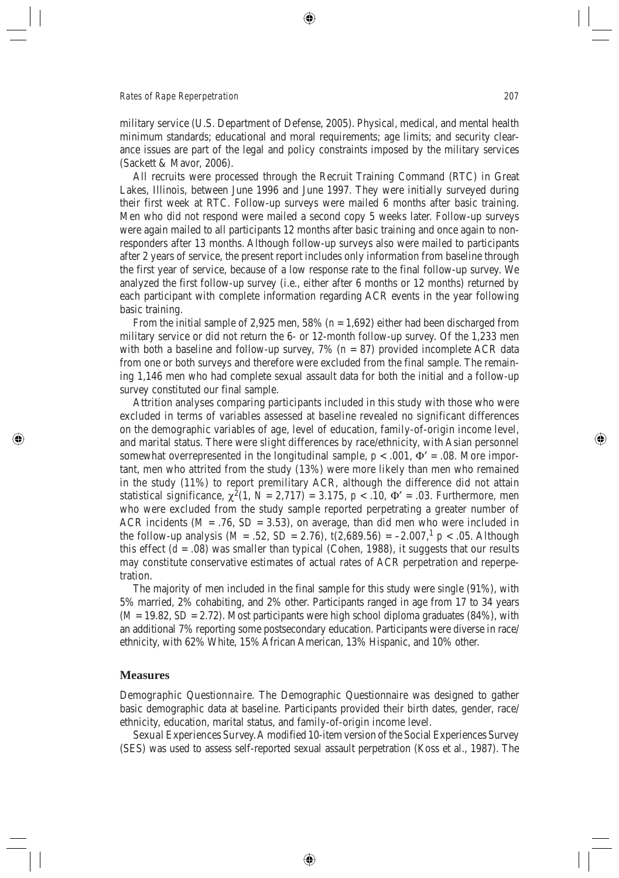military service (U.S. Department of Defense, 2005). Physical, medical, and mental health minimum standards; educational and moral requirements; age limits; and security clearance issues are part of the legal and policy constraints imposed by the military services (Sackett & Mavor, 2006).

All recruits were processed through the Recruit Training Command (RTC) in Great Lakes, Illinois, between June 1996 and June 1997. They were initially surveyed during their first week at RTC. Follow-up surveys were mailed 6 months after basic training. Men who did not respond were mailed a second copy 5 weeks later. Follow-up surveys were again mailed to all participants 12 months after basic training and once again to nonresponders after 13 months. Although follow-up surveys also were mailed to participants after 2 years of service, the present report includes only information from baseline through the first year of service, because of a low response rate to the final follow-up survey. We analyzed the first follow-up survey (i.e., either after 6 months or 12 months) returned by each participant with complete information regarding ACR events in the year following basic training.

From the initial sample of 2,925 men, 58% ($n$ = 1,692) either had been discharged from military service or did not return the 6- or 12-month follow-up survey. Of the 1,233 men with both a baseline and follow-up survey, 7% ($n$ = 87) provided incomplete ACR data from one or both surveys and therefore were excluded from the final sample. The remaining 1,146 men who had complete sexual assault data for both the initial and a follow-up survey constituted our final sample.

Attrition analyses comparing participants included in this study with those who were excluded in terms of variables assessed at baseline revealed no significant differences on the demographic variables of age, level of education, family-of-origin income level, and marital status. There were slight differences by race/ethnicity, with Asian personnel somewhat overrepresented in the longitudinal sample, $p < .001$, $\Phi' = .08$. More important, men who attrited from the study (13%) were more likely than men who remained in the study (11%) to report premilitary ACR, although the difference did not attain statistical significance, $\chi^2(1, N = 2{,}717) = 3.175$, $p < .10$, $\Phi' = .03$. Furthermore, men who were excluded from the study sample reported perpetrating a greater number of ACR incidents ($M$ = .76, $SD$ = 3.53), on average, than did men who were included in the follow-up analysis ($M$ = .52, $SD$ = 2.76), $t(2{,}689.56) = -2.007$,[1] $p < .05$. Although this effect ($d$ = .08) was smaller than typical (Cohen, 1988), it suggests that our results may constitute conservative estimates of actual rates of ACR perpetration and reperpetration.

The majority of men included in the final sample for this study were single (91%), with 5% married, 2% cohabiting, and 2% other. Participants ranged in age from 17 to 34 years ($M$ = 19.82, $SD$ = 2.72). Most participants were high school diploma graduates (84%), with an additional 7% reporting some postsecondary education. Participants were diverse in race/ethnicity, with 62% White, 15% African American, 13% Hispanic, and 10% other.

## Measures

*Demographic Questionnaire.* The Demographic Questionnaire was designed to gather basic demographic data at baseline. Participants provided their birth dates, gender, race/ethnicity, education, marital status, and family-of-origin income level.

*Sexual Experiences Survey.* A modified 10-item version of the Social Experiences Survey (SES) was used to assess self-reported sexual assault perpetration (Koss et al., 1987). The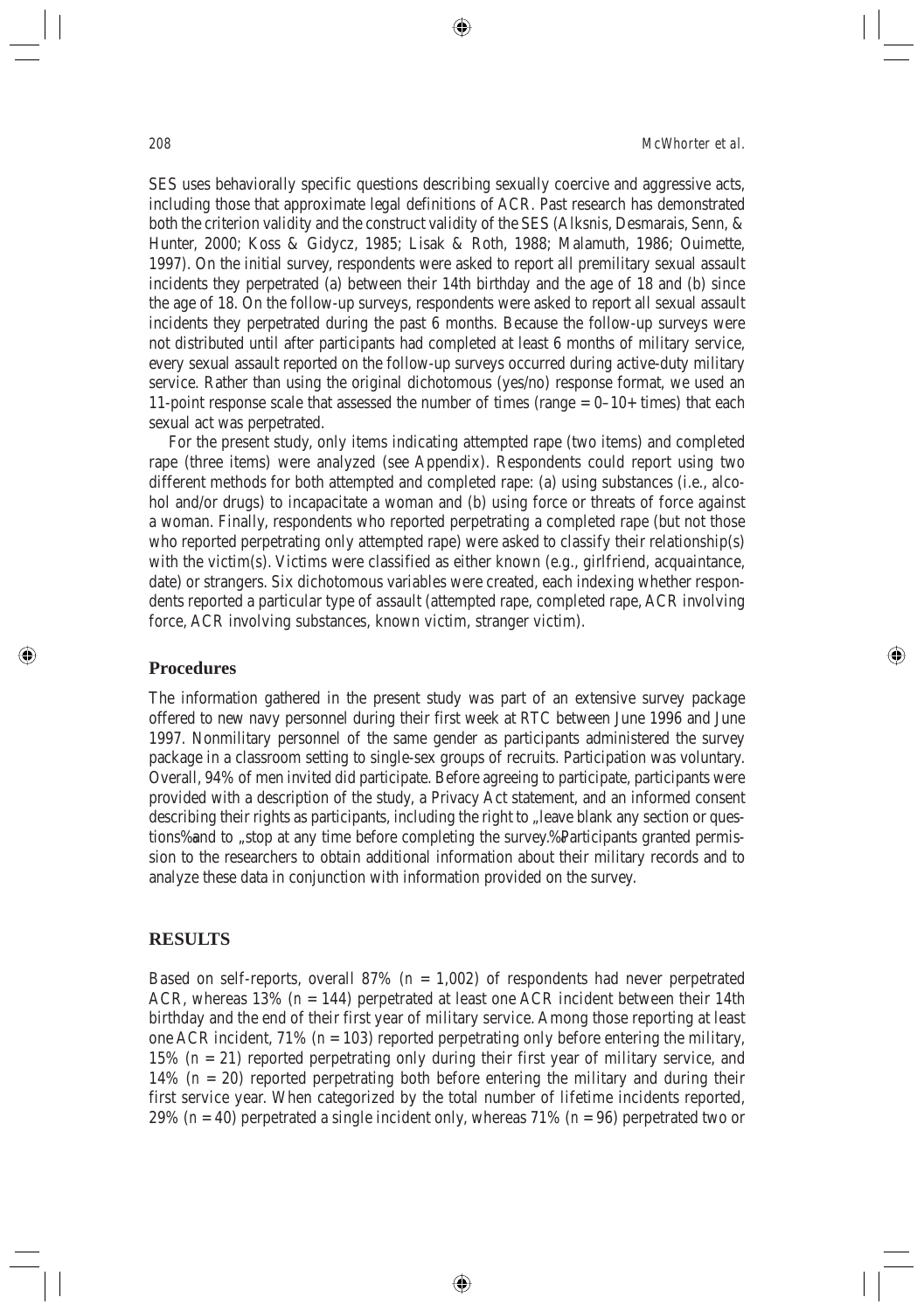SES uses behaviorally specific questions describing sexually coercive and aggressive acts, including those that approximate legal definitions of ACR. Past research has demonstrated both the criterion validity and the construct validity of the SES (Alksnis, Desmarais, Senn, & Hunter, 2000; Koss & Gidycz, 1985; Lisak & Roth, 1988; Malamuth, 1986; Ouimette, 1997). On the initial survey, respondents were asked to report all premilitary sexual assault incidents they perpetrated (a) between their 14th birthday and the age of 18 and (b) since the age of 18. On the follow-up surveys, respondents were asked to report all sexual assault incidents they perpetrated during the past 6 months. Because the follow-up surveys were not distributed until after participants had completed at least 6 months of military service, every sexual assault reported on the follow-up surveys occurred during active-duty military service. Rather than using the original dichotomous (yes/no) response format, we used an 11-point response scale that assessed the number of times (range = 0–10+ times) that each sexual act was perpetrated.

For the present study, only items indicating attempted rape (two items) and completed rape (three items) were analyzed (see Appendix). Respondents could report using two different methods for both attempted and completed rape: (a) using substances (i.e., alcohol and/or drugs) to incapacitate a woman and (b) using force or threats of force against a woman. Finally, respondents who reported perpetrating a completed rape (but not those who reported perpetrating only attempted rape) were asked to classify their relationship(s) with the victim(s). Victims were classified as either known (e.g., girlfriend, acquaintance, date) or strangers. Six dichotomous variables were created, each indexing whether respondents reported a particular type of assault (attempted rape, completed rape, ACR involving force, ACR involving substances, known victim, stranger victim).

## Procedures

The information gathered in the present study was part of an extensive survey package offered to new navy personnel during their first week at RTC between June 1996 and June 1997. Nonmilitary personnel of the same gender as participants administered the survey package in a classroom setting to single-sex groups of recruits. Participation was voluntary. Overall, 94% of men invited did participate. Before agreeing to participate, participants were provided with a description of the study, a Privacy Act statement, and an informed consent describing their rights as participants, including the right to „leave blank any section or questions%and to „stop at any time before completing the survey.%Participants granted permission to the researchers to obtain additional information about their military records and to analyze these data in conjunction with information provided on the survey.

## RESULTS

Based on self-reports, overall 87% (*n* = 1,002) of respondents had never perpetrated ACR, whereas 13% (*n* = 144) perpetrated at least one ACR incident between their 14th birthday and the end of their first year of military service. Among those reporting at least one ACR incident, 71% (*n* = 103) reported perpetrating only before entering the military, 15% (*n* = 21) reported perpetrating only during their first year of military service, and 14% (*n* = 20) reported perpetrating both before entering the military and during their first service year. When categorized by the total number of lifetime incidents reported, 29% (*n* = 40) perpetrated a single incident only, whereas 71% (*n* = 96) perpetrated two or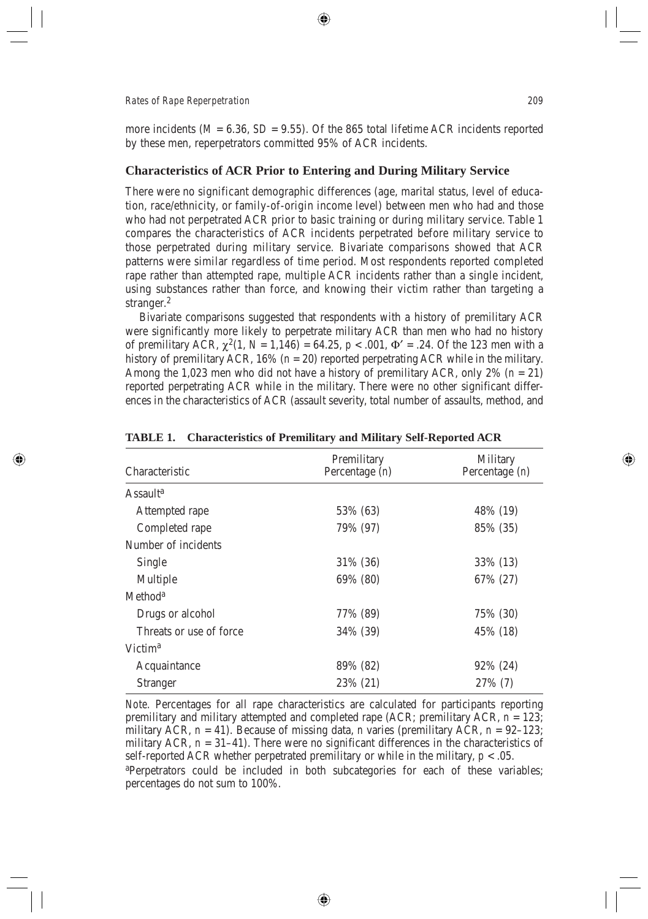more incidents ($M = 6.36$, $SD = 9.55$). Of the 865 total lifetime ACR incidents reported by these men, reperpetrators committed 95% of ACR incidents.

## Characteristics of ACR Prior to Entering and During Military Service

There were no significant demographic differences (age, marital status, level of education, race/ethnicity, or family-of-origin income level) between men who had and those who had not perpetrated ACR prior to basic training or during military service. Table 1 compares the characteristics of ACR incidents perpetrated before military service to those perpetrated during military service. Bivariate comparisons showed that ACR patterns were similar regardless of time period. Most respondents reported completed rape rather than attempted rape, multiple ACR incidents rather than a single incident, using substances rather than force, and knowing their victim rather than targeting a stranger.[2]

Bivariate comparisons suggested that respondents with a history of premilitary ACR were significantly more likely to perpetrate military ACR than men who had no history of premilitary ACR, $\chi^2(1, N = 1{,}146) = 64.25$, $p < .001$, $\Phi' = .24$. Of the 123 men with a history of premilitary ACR, 16% ($n = 20$) reported perpetrating ACR while in the military. Among the 1,023 men who did not have a history of premilitary ACR, only 2% ($n = 21$) reported perpetrating ACR while in the military. There were no other significant differences in the characteristics of ACR (assault severity, total number of assaults, method, and

**TABLE 1. Characteristics of Premilitary and Military Self-Reported ACR**

| Characteristic | Premilitary Percentage (*n*) | Military Percentage (*n*) |
|---|---|---|
| Assault[a] | | |
| Attempted rape | 53% (63) | 48% (19) |
| Completed rape | 79% (97) | 85% (35) |
| Number of incidents | | |
| Single | 31% (36) | 33% (13) |
| Multiple | 69% (80) | 67% (27) |
| Method[a] | | |
| Drugs or alcohol | 77% (89) | 75% (30) |
| Threats or use of force | 34% (39) | 45% (18) |
| Victim[a] | | |
| Acquaintance | 89% (82) | 92% (24) |
| Stranger | 23% (21) | 27% (7) |

*Note.* Percentages for all rape characteristics are calculated for participants reporting premilitary and military attempted and completed rape (ACR; premilitary ACR, $n = 123$; military ACR, $n = 41$). Because of missing data, $n$ varies (premilitary ACR, $n = 92$–$123$; military ACR, $n = 31$–$41$). There were no significant differences in the characteristics of self-reported ACR whether perpetrated premilitary or while in the military, $p < .05$.

[a]Perpetrators could be included in both subcategories for each of these variables; percentages do not sum to 100%.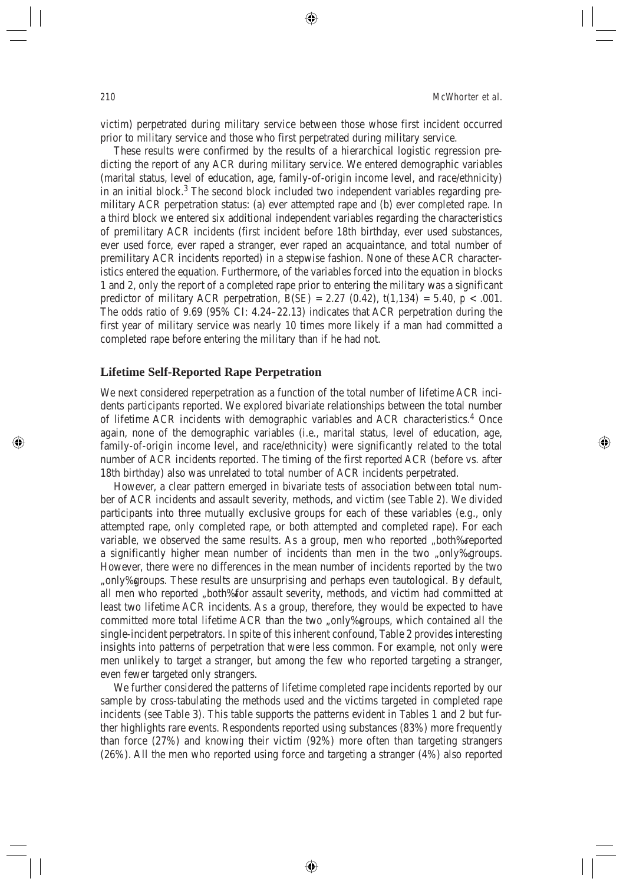victim) perpetrated during military service between those whose first incident occurred prior to military service and those who first perpetrated during military service.

These results were confirmed by the results of a hierarchical logistic regression predicting the report of any ACR during military service. We entered demographic variables (marital status, level of education, age, family-of-origin income level, and race/ethnicity) in an initial block.[3] The second block included two independent variables regarding premilitary ACR perpetration status: (a) ever attempted rape and (b) ever completed rape. In a third block we entered six additional independent variables regarding the characteristics of premilitary ACR incidents (first incident before 18th birthday, ever used substances, ever used force, ever raped a stranger, ever raped an acquaintance, and total number of premilitary ACR incidents reported) in a stepwise fashion. None of these ACR characteristics entered the equation. Furthermore, of the variables forced into the equation in blocks 1 and 2, only the report of a completed rape prior to entering the military was a significant predictor of military ACR perpetration, $B(SE) = 2.27\ (0.42)$, $t(1{,}134) = 5.40$, $p < .001$. The odds ratio of 9.69 (95% CI: 4.24–22.13) indicates that ACR perpetration during the first year of military service was nearly 10 times more likely if a man had committed a completed rape before entering the military than if he had not.

## Lifetime Self-Reported Rape Perpetration

We next considered reperpetration as a function of the total number of lifetime ACR incidents participants reported. We explored bivariate relationships between the total number of lifetime ACR incidents with demographic variables and ACR characteristics.[4] Once again, none of the demographic variables (i.e., marital status, level of education, age, family-of-origin income level, and race/ethnicity) were significantly related to the total number of ACR incidents reported. The timing of the first reported ACR (before vs. after 18th birthday) also was unrelated to total number of ACR incidents perpetrated.

However, a clear pattern emerged in bivariate tests of association between total number of ACR incidents and assault severity, methods, and victim (see Table 2). We divided participants into three mutually exclusive groups for each of these variables (e.g., only attempted rape, only completed rape, or both attempted and completed rape). For each variable, we observed the same results. As a group, men who reported „both%‹reported a significantly higher mean number of incidents than men in the two „only%‹groups. However, there were no differences in the mean number of incidents reported by the two „only%‹groups. These results are unsurprising and perhaps even tautological. By default, all men who reported „both%‹for assault severity, methods, and victim had committed at least two lifetime ACR incidents. As a group, therefore, they would be expected to have committed more total lifetime ACR than the two „only%‹groups, which contained all the single-incident perpetrators. In spite of this inherent confound, Table 2 provides interesting insights into patterns of perpetration that were less common. For example, not only were men unlikely to target a stranger, but among the few who reported targeting a stranger, even fewer targeted only strangers.

We further considered the patterns of lifetime completed rape incidents reported by our sample by cross-tabulating the methods used and the victims targeted in completed rape incidents (see Table 3). This table supports the patterns evident in Tables 1 and 2 but further highlights rare events. Respondents reported using substances (83%) more frequently than force (27%) and knowing their victim (92%) more often than targeting strangers (26%). All the men who reported using force and targeting a stranger (4%) also reported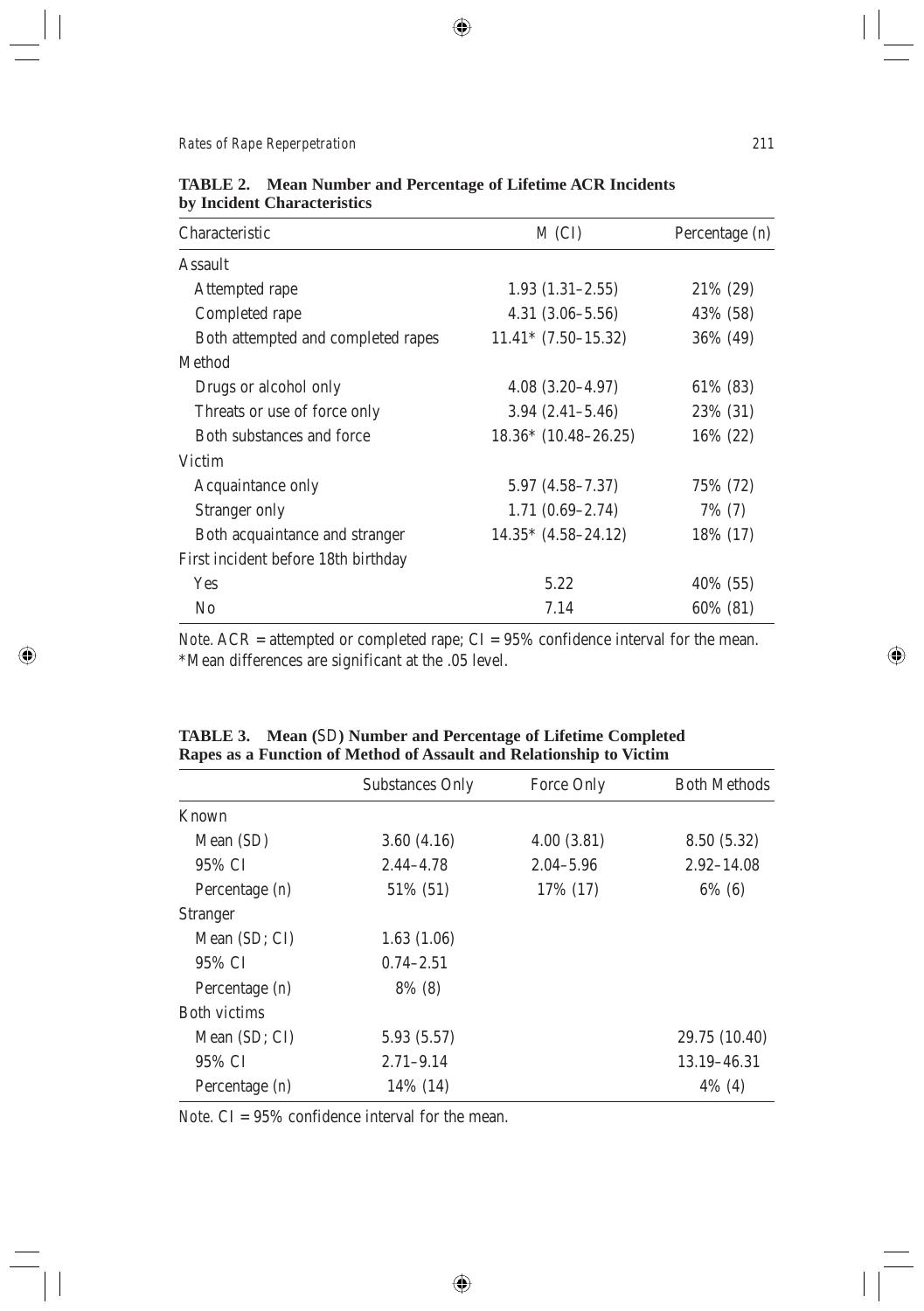**TABLE 2. Mean Number and Percentage of Lifetime ACR Incidents by Incident Characteristics**

| Characteristic | *M* (CI) | Percentage (*n*) |
|---|---|---|
| Assault | | |
| Attempted rape | 1.93 (1.31–2.55) | 21% (29) |
| Completed rape | 4.31 (3.06–5.56) | 43% (58) |
| Both attempted and completed rapes | 11.41* (7.50–15.32) | 36% (49) |
| Method | | |
| Drugs or alcohol only | 4.08 (3.20–4.97) | 61% (83) |
| Threats or use of force only | 3.94 (2.41–5.46) | 23% (31) |
| Both substances and force | 18.36* (10.48–26.25) | 16% (22) |
| Victim | | |
| Acquaintance only | 5.97 (4.58–7.37) | 75% (72) |
| Stranger only | 1.71 (0.69–2.74) | 7% (7) |
| Both acquaintance and stranger | 14.35* (4.58–24.12) | 18% (17) |
| First incident before 18th birthday | | |
| Yes | 5.22 | 40% (55) |
| No | 7.14 | 60% (81) |

*Note.* ACR = attempted or completed rape; CI = 95% confidence interval for the mean.
*Mean differences are significant at the .05 level.

**TABLE 3. Mean (*SD*) Number and Percentage of Lifetime Completed Rapes as a Function of Method of Assault and Relationship to Victim**

| | Substances Only | Force Only | Both Methods |
|---|---|---|---|
| Known | | | |
| Mean (*SD*) | 3.60 (4.16) | 4.00 (3.81) | 8.50 (5.32) |
| 95% CI | 2.44–4.78 | 2.04–5.96 | 2.92–14.08 |
| Percentage (*n*) | 51% (51) | 17% (17) | 6% (6) |
| Stranger | | | |
| Mean (*SD*; CI) | 1.63 (1.06) | | |
| 95% CI | 0.74–2.51 | | |
| Percentage (*n*) | 8% (8) | | |
| Both victims | | | |
| Mean (*SD*; CI) | 5.93 (5.57) | | 29.75 (10.40) |
| 95% CI | 2.71–9.14 | | 13.19–46.31 |
| Percentage (*n*) | 14% (14) | | 4% (4) |

*Note.* CI = 95% confidence interval for the mean.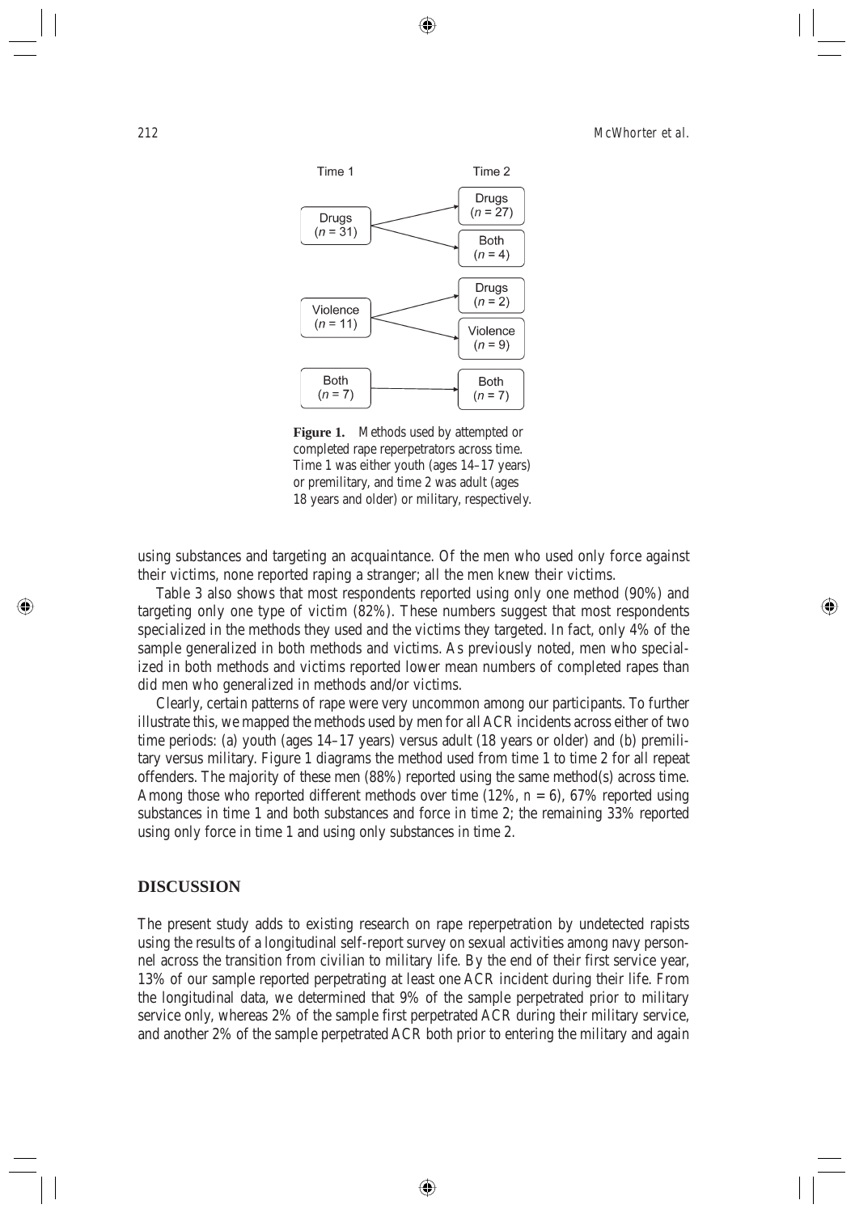Time 1 → Time 2

Drugs ($n$ = 31) → Drugs ($n$ = 27); Both ($n$ = 4)

Violence ($n$ = 11) → Drugs ($n$ = 2); Violence ($n$ = 9)

Both ($n$ = 7) → Both ($n$ = 7)

**Figure 1.** Methods used by attempted or completed rape reperpetrators across time. Time 1 was either youth (ages 14–17 years) or premilitary, and time 2 was adult (ages 18 years and older) or military, respectively.

using substances and targeting an acquaintance. Of the men who used only force against their victims, none reported raping a stranger; all the men knew their victims.

Table 3 also shows that most respondents reported using only one method (90%) and targeting only one type of victim (82%). These numbers suggest that most respondents specialized in the methods they used and the victims they targeted. In fact, only 4% of the sample generalized in both methods and victims. As previously noted, men who specialized in both methods and victims reported lower mean numbers of completed rapes than did men who generalized in methods and/or victims.

Clearly, certain patterns of rape were very uncommon among our participants. To further illustrate this, we mapped the methods used by men for all ACR incidents across either of two time periods: (a) youth (ages 14–17 years) versus adult (18 years or older) and (b) premilitary versus military. Figure 1 diagrams the method used from time 1 to time 2 for all repeat offenders. The majority of these men (88%) reported using the same method(s) across time. Among those who reported different methods over time (12%, $n$ = 6), 67% reported using substances in time 1 and both substances and force in time 2; the remaining 33% reported using only force in time 1 and using only substances in time 2.

## DISCUSSION

The present study adds to existing research on rape reperpetration by undetected rapists using the results of a longitudinal self-report survey on sexual activities among navy personnel across the transition from civilian to military life. By the end of their first service year, 13% of our sample reported perpetrating at least one ACR incident during their life. From the longitudinal data, we determined that 9% of the sample perpetrated prior to military service only, whereas 2% of the sample first perpetrated ACR during their military service, and another 2% of the sample perpetrated ACR both prior to entering the military and again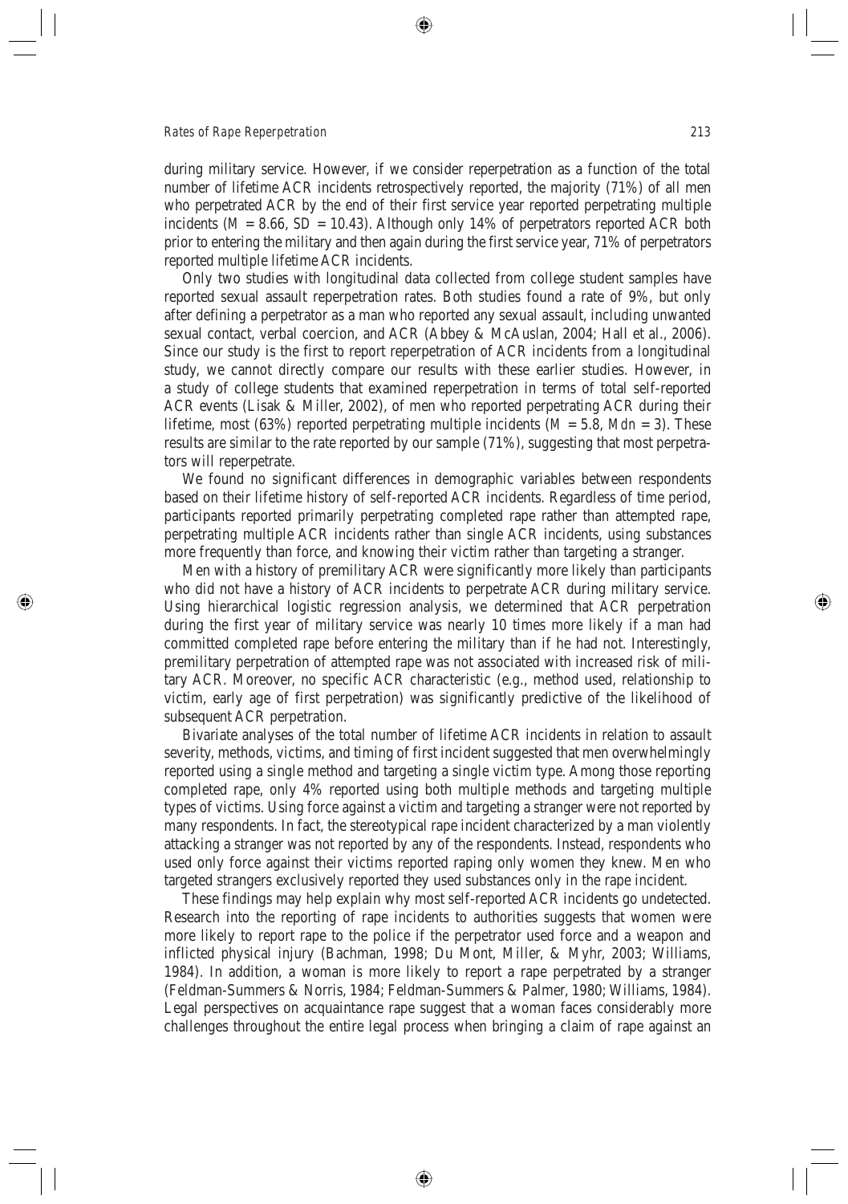during military service. However, if we consider reperpetration as a function of the total number of lifetime ACR incidents retrospectively reported, the majority (71%) of all men who perpetrated ACR by the end of their first service year reported perpetrating multiple incidents ($M = 8.66$, $SD = 10.43$). Although only 14% of perpetrators reported ACR both prior to entering the military and then again during the first service year, 71% of perpetrators reported multiple lifetime ACR incidents.

Only two studies with longitudinal data collected from college student samples have reported sexual assault reperpetration rates. Both studies found a rate of 9%, but only after defining a perpetrator as a man who reported any sexual assault, including unwanted sexual contact, verbal coercion, and ACR (Abbey & McAuslan, 2004; Hall et al., 2006). Since our study is the first to report reperpetration of ACR incidents from a longitudinal study, we cannot directly compare our results with these earlier studies. However, in a study of college students that examined reperpetration in terms of total self-reported ACR events (Lisak & Miller, 2002), of men who reported perpetrating ACR during their lifetime, most (63%) reported perpetrating multiple incidents ($M = 5.8$, $Mdn = 3$). These results are similar to the rate reported by our sample (71%), suggesting that most perpetrators will reperpetrate.

We found no significant differences in demographic variables between respondents based on their lifetime history of self-reported ACR incidents. Regardless of time period, participants reported primarily perpetrating completed rape rather than attempted rape, perpetrating multiple ACR incidents rather than single ACR incidents, using substances more frequently than force, and knowing their victim rather than targeting a stranger.

Men with a history of premilitary ACR were significantly more likely than participants who did not have a history of ACR incidents to perpetrate ACR during military service. Using hierarchical logistic regression analysis, we determined that ACR perpetration during the first year of military service was nearly 10 times more likely if a man had committed completed rape before entering the military than if he had not. Interestingly, premilitary perpetration of attempted rape was not associated with increased risk of military ACR. Moreover, no specific ACR characteristic (e.g., method used, relationship to victim, early age of first perpetration) was significantly predictive of the likelihood of subsequent ACR perpetration.

Bivariate analyses of the total number of lifetime ACR incidents in relation to assault severity, methods, victims, and timing of first incident suggested that men overwhelmingly reported using a single method and targeting a single victim type. Among those reporting completed rape, only 4% reported using both multiple methods and targeting multiple types of victims. Using force against a victim and targeting a stranger were not reported by many respondents. In fact, the stereotypical rape incident characterized by a man violently attacking a stranger was not reported by any of the respondents. Instead, respondents who used only force against their victims reported raping only women they knew. Men who targeted strangers exclusively reported they used substances only in the rape incident.

These findings may help explain why most self-reported ACR incidents go undetected. Research into the reporting of rape incidents to authorities suggests that women were more likely to report rape to the police if the perpetrator used force and a weapon and inflicted physical injury (Bachman, 1998; Du Mont, Miller, & Myhr, 2003; Williams, 1984). In addition, a woman is more likely to report a rape perpetrated by a stranger (Feldman-Summers & Norris, 1984; Feldman-Summers & Palmer, 1980; Williams, 1984). Legal perspectives on acquaintance rape suggest that a woman faces considerably more challenges throughout the entire legal process when bringing a claim of rape against an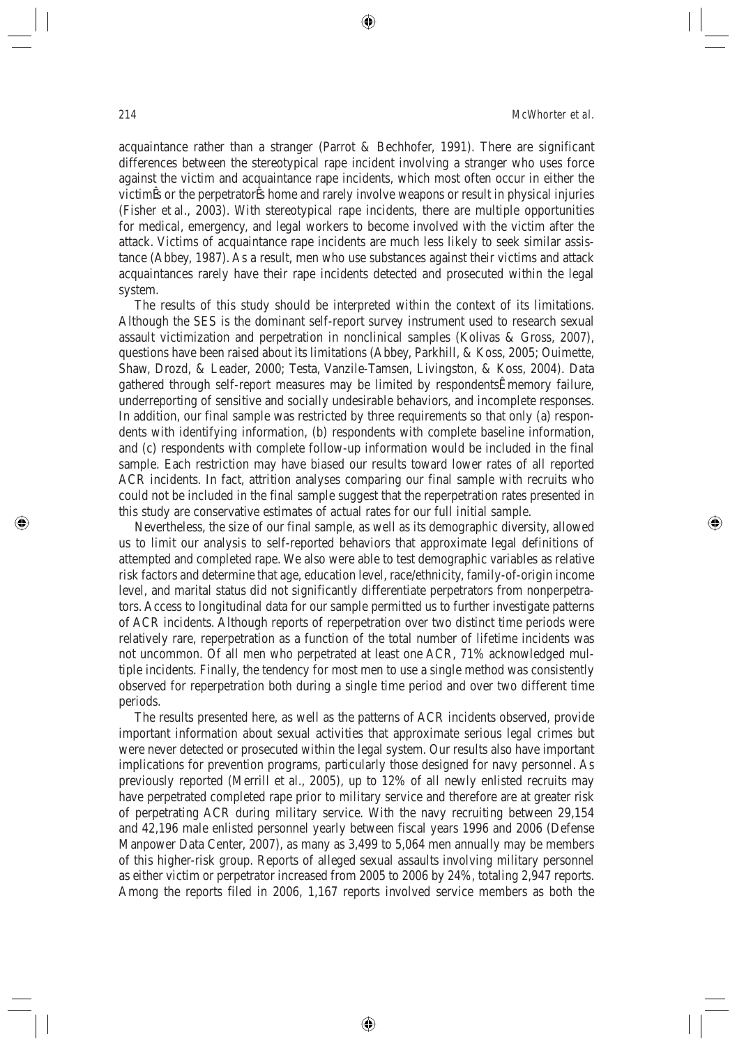acquaintance rather than a stranger (Parrot & Bechhofer, 1991). There are significant differences between the stereotypical rape incident involving a stranger who uses force against the victim and acquaintance rape incidents, which most often occur in either the victimÊs or the perpetratorÊs home and rarely involve weapons or result in physical injuries (Fisher et al., 2003). With stereotypical rape incidents, there are multiple opportunities for medical, emergency, and legal workers to become involved with the victim after the attack. Victims of acquaintance rape incidents are much less likely to seek similar assistance (Abbey, 1987). As a result, men who use substances against their victims and attack acquaintances rarely have their rape incidents detected and prosecuted within the legal system.

The results of this study should be interpreted within the context of its limitations. Although the SES is the dominant self-report survey instrument used to research sexual assault victimization and perpetration in nonclinical samples (Kolivas & Gross, 2007), questions have been raised about its limitations (Abbey, Parkhill, & Koss, 2005; Ouimette, Shaw, Drozd, & Leader, 2000; Testa, Vanzile-Tamsen, Livingston, & Koss, 2004). Data gathered through self-report measures may be limited by respondentsÊ memory failure, underreporting of sensitive and socially undesirable behaviors, and incomplete responses. In addition, our final sample was restricted by three requirements so that only (a) respondents with identifying information, (b) respondents with complete baseline information, and (c) respondents with complete follow-up information would be included in the final sample. Each restriction may have biased our results toward lower rates of all reported ACR incidents. In fact, attrition analyses comparing our final sample with recruits who could not be included in the final sample suggest that the reperpetration rates presented in this study are conservative estimates of actual rates for our full initial sample.

Nevertheless, the size of our final sample, as well as its demographic diversity, allowed us to limit our analysis to self-reported behaviors that approximate legal definitions of attempted and completed rape. We also were able to test demographic variables as relative risk factors and determine that age, education level, race/ethnicity, family-of-origin income level, and marital status did not significantly differentiate perpetrators from nonperpetrators. Access to longitudinal data for our sample permitted us to further investigate patterns of ACR incidents. Although reports of reperpetration over two distinct time periods were relatively rare, reperpetration as a function of the total number of lifetime incidents was not uncommon. Of all men who perpetrated at least one ACR, 71% acknowledged multiple incidents. Finally, the tendency for most men to use a single method was consistently observed for reperpetration both during a single time period and over two different time periods.

The results presented here, as well as the patterns of ACR incidents observed, provide important information about sexual activities that approximate serious legal crimes but were never detected or prosecuted within the legal system. Our results also have important implications for prevention programs, particularly those designed for navy personnel. As previously reported (Merrill et al., 2005), up to 12% of all newly enlisted recruits may have perpetrated completed rape prior to military service and therefore are at greater risk of perpetrating ACR during military service. With the navy recruiting between 29,154 and 42,196 male enlisted personnel yearly between fiscal years 1996 and 2006 (Defense Manpower Data Center, 2007), as many as 3,499 to 5,064 men annually may be members of this higher-risk group. Reports of alleged sexual assaults involving military personnel as either victim or perpetrator increased from 2005 to 2006 by 24%, totaling 2,947 reports. Among the reports filed in 2006, 1,167 reports involved service members as both the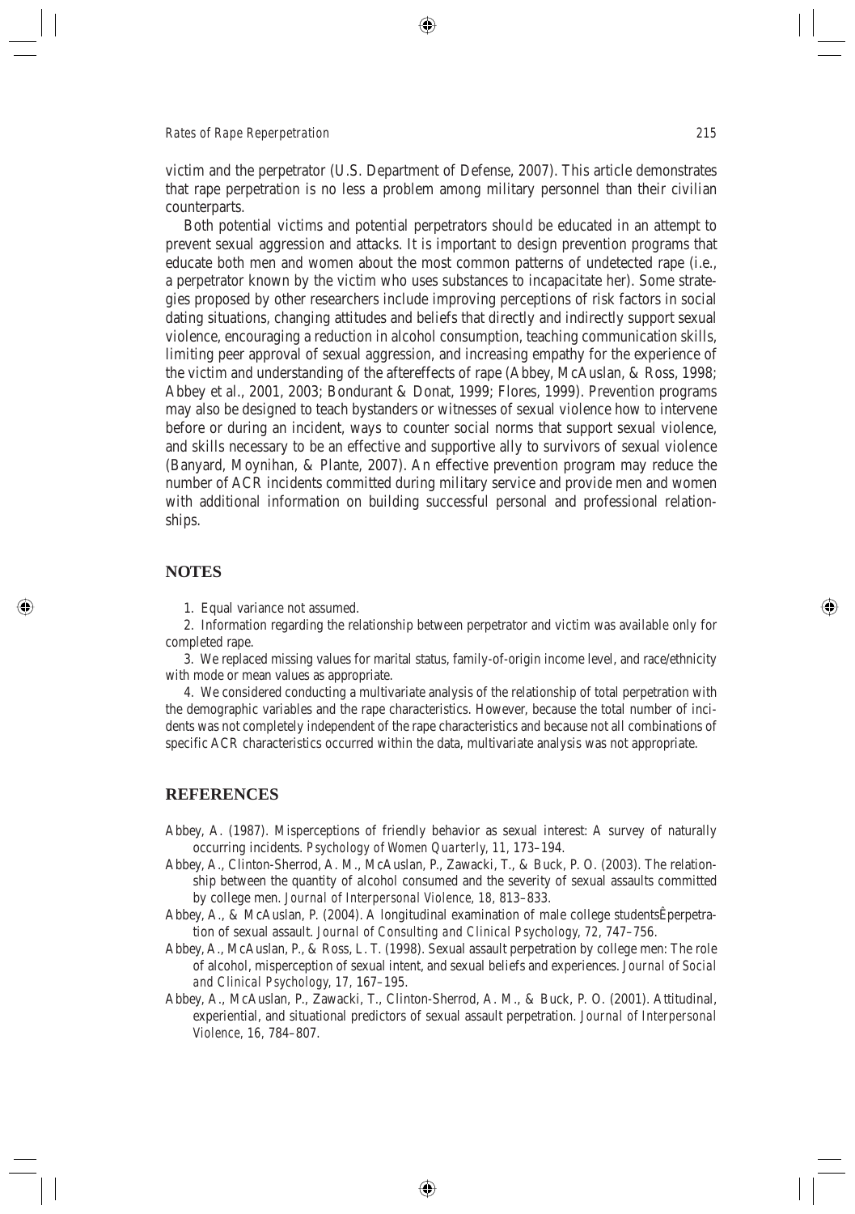victim and the perpetrator (U.S. Department of Defense, 2007). This article demonstrates that rape perpetration is no less a problem among military personnel than their civilian counterparts.

Both potential victims and potential perpetrators should be educated in an attempt to prevent sexual aggression and attacks. It is important to design prevention programs that educate both men and women about the most common patterns of undetected rape (i.e., a perpetrator known by the victim who uses substances to incapacitate her). Some strategies proposed by other researchers include improving perceptions of risk factors in social dating situations, changing attitudes and beliefs that directly and indirectly support sexual violence, encouraging a reduction in alcohol consumption, teaching communication skills, limiting peer approval of sexual aggression, and increasing empathy for the experience of the victim and understanding of the aftereffects of rape (Abbey, McAuslan, & Ross, 1998; Abbey et al., 2001, 2003; Bondurant & Donat, 1999; Flores, 1999). Prevention programs may also be designed to teach bystanders or witnesses of sexual violence how to intervene before or during an incident, ways to counter social norms that support sexual violence, and skills necessary to be an effective and supportive ally to survivors of sexual violence (Banyard, Moynihan, & Plante, 2007). An effective prevention program may reduce the number of ACR incidents committed during military service and provide men and women with additional information on building successful personal and professional relationships.

## NOTES

1. Equal variance not assumed.

2. Information regarding the relationship between perpetrator and victim was available only for completed rape.

3. We replaced missing values for marital status, family-of-origin income level, and race/ethnicity with mode or mean values as appropriate.

4. We considered conducting a multivariate analysis of the relationship of total perpetration with the demographic variables and the rape characteristics. However, because the total number of incidents was not completely independent of the rape characteristics and because not all combinations of specific ACR characteristics occurred within the data, multivariate analysis was not appropriate.

## REFERENCES

Abbey, A. (1987). Misperceptions of friendly behavior as sexual interest: A survey of naturally occurring incidents. *Psychology of Women Quarterly*, 11, 173–194.

Abbey, A., Clinton-Sherrod, A. M., McAuslan, P., Zawacki, T., & Buck, P. O. (2003). The relationship between the quantity of alcohol consumed and the severity of sexual assaults committed by college men. *Journal of Interpersonal Violence, 18,* 813–833.

Abbey, A., & McAuslan, P. (2004). A longitudinal examination of male college studentsÊperpetration of sexual assault. *Journal of Consulting and Clinical Psychology, 72,* 747–756.

Abbey, A., McAuslan, P., & Ross, L. T. (1998). Sexual assault perpetration by college men: The role of alcohol, misperception of sexual intent, and sexual beliefs and experiences. *Journal of Social and Clinical Psychology, 17,* 167–195.

Abbey, A., McAuslan, P., Zawacki, T., Clinton-Sherrod, A. M., & Buck, P. O. (2001). Attitudinal, experiential, and situational predictors of sexual assault perpetration. *Journal of Interpersonal Violence*, 16, 784–807.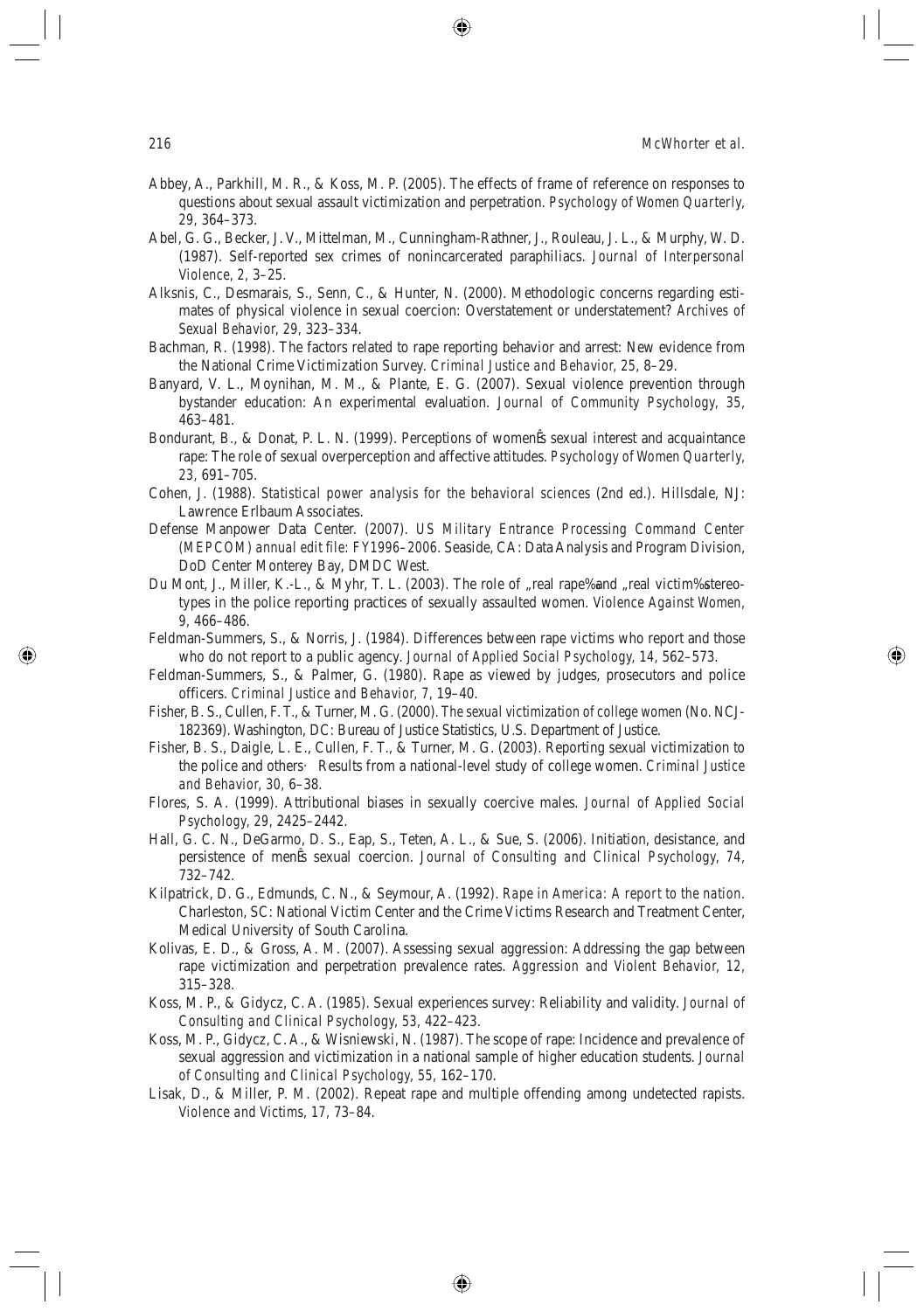Abbey, A., Parkhill, M. R., & Koss, M. P. (2005). The effects of frame of reference on responses to questions about sexual assault victimization and perpetration. *Psychology of Women Quarterly, 29,* 364–373.

Abel, G. G., Becker, J. V., Mittelman, M., Cunningham-Rathner, J., Rouleau, J. L., & Murphy, W. D. (1987). Self-reported sex crimes of nonincarcerated paraphiliacs. *Journal of Interpersonal Violence, 2,* 3–25.

Alksnis, C., Desmarais, S., Senn, C., & Hunter, N. (2000). Methodologic concerns regarding estimates of physical violence in sexual coercion: Overstatement or understatement? *Archives of Sexual Behavior, 29,* 323–334.

Bachman, R. (1998). The factors related to rape reporting behavior and arrest: New evidence from the National Crime Victimization Survey. *Criminal Justice and Behavior, 25,* 8–29.

Banyard, V. L., Moynihan, M. M., & Plante, E. G. (2007). Sexual violence prevention through bystander education: An experimental evaluation. *Journal of Community Psychology, 35,* 463–481.

Bondurant, B., & Donat, P. L. N. (1999). Perceptions of womenÊs sexual interest and acquaintance rape: The role of sexual overperception and affective attitudes. *Psychology of Women Quarterly, 23,* 691–705.

Cohen, J. (1988). *Statistical power analysis for the behavioral sciences* (2nd ed.). Hillsdale, NJ: Lawrence Erlbaum Associates.

Defense Manpower Data Center. (2007). *US Military Entrance Processing Command Center (MEPCOM) annual edit file: FY1996–2006.* Seaside, CA: Data Analysis and Program Division, DoD Center Monterey Bay, DMDC West.

Du Mont, J., Miller, K.-L., & Myhr, T. L. (2003). The role of „real rape%and „real victim%stereotypes in the police reporting practices of sexually assaulted women. *Violence Against Women, 9,* 466–486.

Feldman-Summers, S., & Norris, J. (1984). Differences between rape victims who report and those who do not report to a public agency. *Journal of Applied Social Psychology, 14,* 562–573.

Feldman-Summers, S., & Palmer, G. (1980). Rape as viewed by judges, prosecutors and police officers. *Criminal Justice and Behavior, 7,* 19–40.

Fisher, B. S., Cullen, F. T., & Turner, M. G. (2000). *The sexual victimization of college women* (No. NCJ-182369). Washington, DC: Bureau of Justice Statistics, U.S. Department of Justice.

Fisher, B. S., Daigle, L. E., Cullen, F. T., & Turner, M. G. (2003). Reporting sexual victimization to the police and others· Results from a national-level study of college women. *Criminal Justice and Behavior, 30,* 6–38.

Flores, S. A. (1999). Attributional biases in sexually coercive males. *Journal of Applied Social Psychology, 29,* 2425–2442.

Hall, G. C. N., DeGarmo, D. S., Eap, S., Teten, A. L., & Sue, S. (2006). Initiation, desistance, and persistence of menÊs sexual coercion. *Journal of Consulting and Clinical Psychology, 74,* 732–742.

Kilpatrick, D. G., Edmunds, C. N., & Seymour, A. (1992). *Rape in America: A report to the nation.* Charleston, SC: National Victim Center and the Crime Victims Research and Treatment Center, Medical University of South Carolina.

Kolivas, E. D., & Gross, A. M. (2007). Assessing sexual aggression: Addressing the gap between rape victimization and perpetration prevalence rates. *Aggression and Violent Behavior, 12,* 315–328.

Koss, M. P., & Gidycz, C. A. (1985). Sexual experiences survey: Reliability and validity. *Journal of Consulting and Clinical Psychology, 53,* 422–423.

Koss, M. P., Gidycz, C. A., & Wisniewski, N. (1987). The scope of rape: Incidence and prevalence of sexual aggression and victimization in a national sample of higher education students. *Journal of Consulting and Clinical Psychology, 55,* 162–170.

Lisak, D., & Miller, P. M. (2002). Repeat rape and multiple offending among undetected rapists. *Violence and Victims, 17,* 73–84.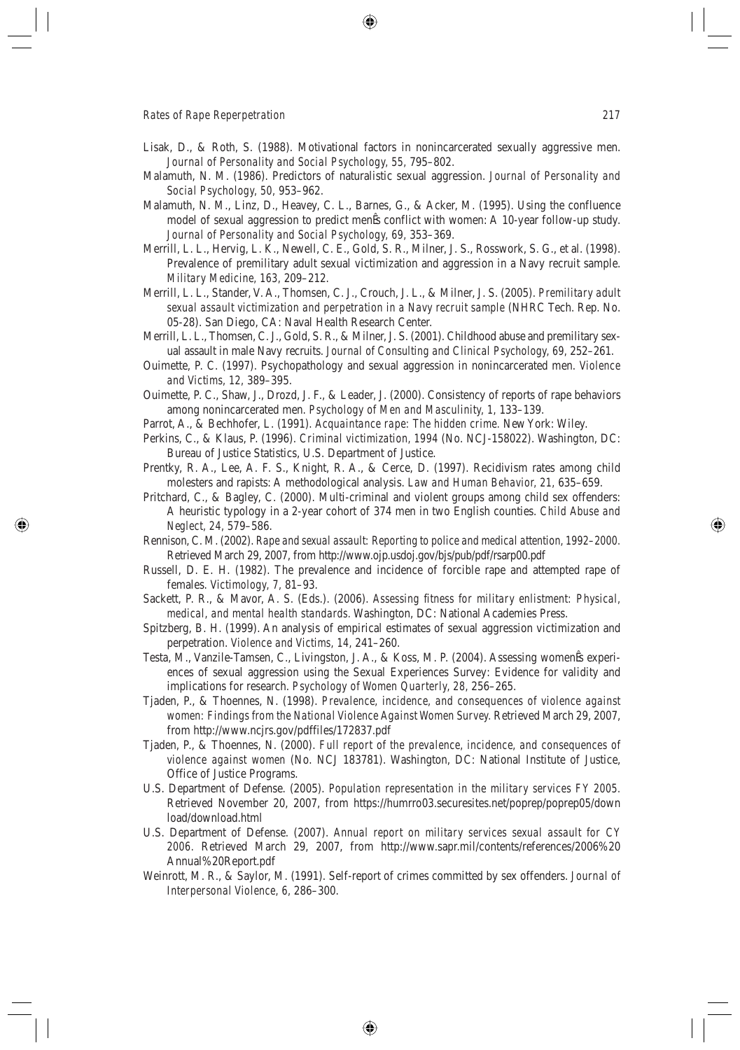Lisak, D., & Roth, S. (1988). Motivational factors in nonincarcerated sexually aggressive men. *Journal of Personality and Social Psychology, 55*, 795–802.

Malamuth, N. M. (1986). Predictors of naturalistic sexual aggression. *Journal of Personality and Social Psychology, 50*, 953–962.

Malamuth, N. M., Linz, D., Heavey, C. L., Barnes, G., & Acker, M. (1995). Using the confluence model of sexual aggression to predict menÊs conflict with women: A 10-year follow-up study. *Journal of Personality and Social Psychology, 69*, 353–369.

Merrill, L. L., Hervig, L. K., Newell, C. E., Gold, S. R., Milner, J. S., Rosswork, S. G., et al. (1998). Prevalence of premilitary adult sexual victimization and aggression in a Navy recruit sample. *Military Medicine, 163*, 209–212.

Merrill, L. L., Stander, V. A., Thomsen, C. J., Crouch, J. L., & Milner, J. S. (2005). *Premilitary adult sexual assault victimization and perpetration in a Navy recruit sample* (NHRC Tech. Rep. No. 05-28). San Diego, CA: Naval Health Research Center.

Merrill, L. L., Thomsen, C. J., Gold, S. R., & Milner, J. S. (2001). Childhood abuse and premilitary sexual assault in male Navy recruits. *Journal of Consulting and Clinical Psychology, 69*, 252–261.

Ouimette, P. C. (1997). Psychopathology and sexual aggression in nonincarcerated men. *Violence and Victims, 12*, 389–395.

Ouimette, P. C., Shaw, J., Drozd, J. F., & Leader, J. (2000). Consistency of reports of rape behaviors among nonincarcerated men. *Psychology of Men and Masculinity, 1*, 133–139.

Parrot, A., & Bechhofer, L. (1991). *Acquaintance rape: The hidden crime.* New York: Wiley.

Perkins, C., & Klaus, P. (1996). *Criminal victimization, 1994* (No. NCJ-158022). Washington, DC: Bureau of Justice Statistics, U.S. Department of Justice.

Prentky, R. A., Lee, A. F. S., Knight, R. A., & Cerce, D. (1997). Recidivism rates among child molesters and rapists: A methodological analysis. *Law and Human Behavior, 21*, 635–659.

Pritchard, C., & Bagley, C. (2000). Multi-criminal and violent groups among child sex offenders: A heuristic typology in a 2-year cohort of 374 men in two English counties. *Child Abuse and Neglect, 24*, 579–586.

Rennison, C. M. (2002). *Rape and sexual assault: Reporting to police and medical attention, 1992–2000*. Retrieved March 29, 2007, from http://www.ojp.usdoj.gov/bjs/pub/pdf/rsarp00.pdf

Russell, D. E. H. (1982). The prevalence and incidence of forcible rape and attempted rape of females. *Victimology, 7*, 81–93.

Sackett, P. R., & Mavor, A. S. (Eds.). (2006). *Assessing fitness for military enlistment: Physical, medical, and mental health standards*. Washington, DC: National Academies Press.

Spitzberg, B. H. (1999). An analysis of empirical estimates of sexual aggression victimization and perpetration. *Violence and Victims, 14*, 241–260.

Testa, M., Vanzile-Tamsen, C., Livingston, J. A., & Koss, M. P. (2004). Assessing womenÊs experiences of sexual aggression using the Sexual Experiences Survey: Evidence for validity and implications for research. *Psychology of Women Quarterly, 28*, 256–265.

Tjaden, P., & Thoennes, N. (1998). *Prevalence, incidence, and consequences of violence against women: Findings from the National Violence Against Women Survey*. Retrieved March 29, 2007, from http://www.ncjrs.gov/pdffiles/172837.pdf

Tjaden, P., & Thoennes, N. (2000). *Full report of the prevalence, incidence, and consequences of violence against women* (No. NCJ 183781). Washington, DC: National Institute of Justice, Office of Justice Programs.

U.S. Department of Defense. (2005). *Population representation in the military services FY 2005*. Retrieved November 20, 2007, from https://humrro03.securesites.net/poprep/poprep05/download/download.html

U.S. Department of Defense. (2007). *Annual report on military services sexual assault for CY 2006*. Retrieved March 29, 2007, from http://www.sapr.mil/contents/references/2006%20Annual%20Report.pdf

Weinrott, M. R., & Saylor, M. (1991). Self-report of crimes committed by sex offenders. *Journal of Interpersonal Violence, 6*, 286–300.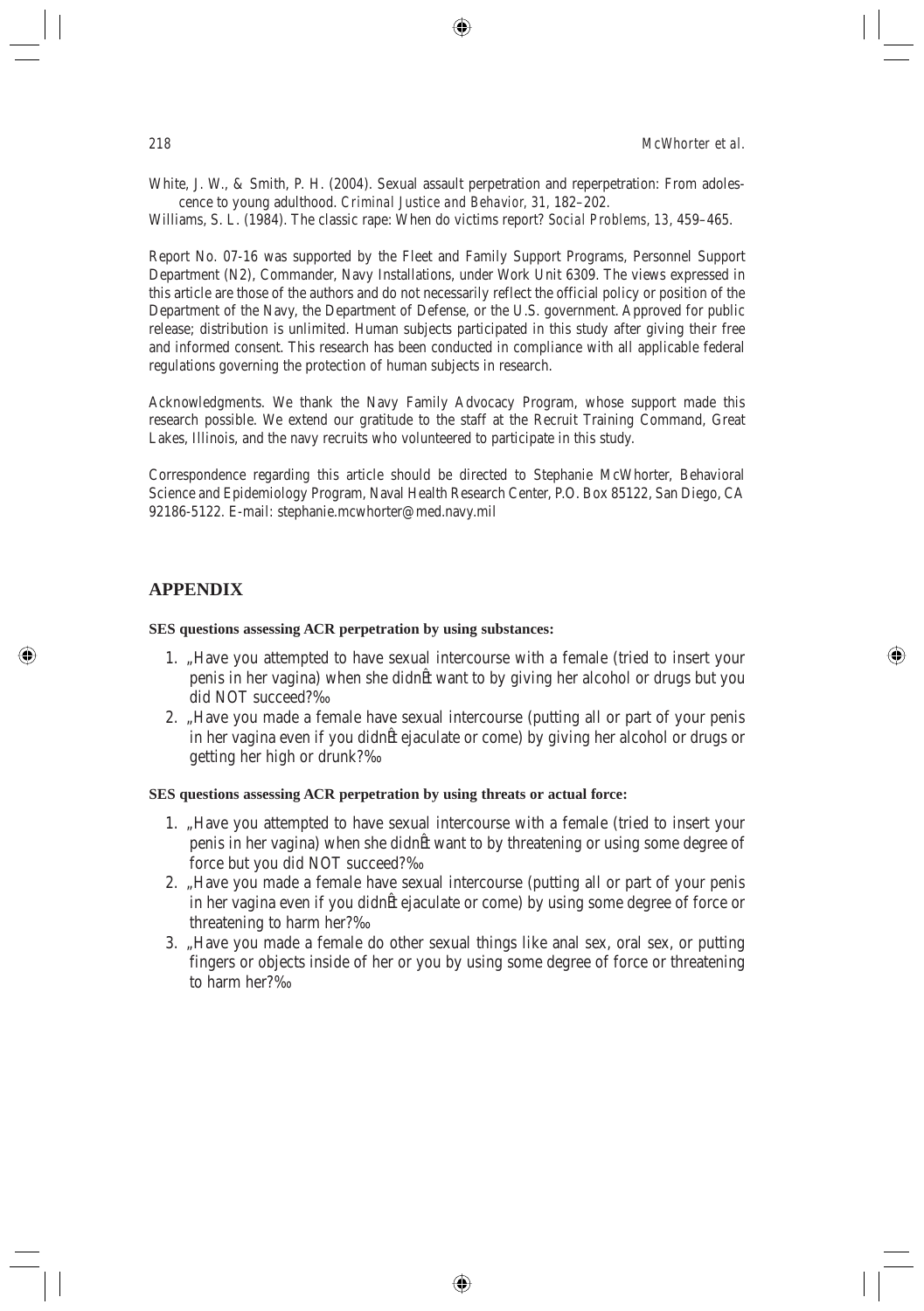White, J. W., & Smith, P. H. (2004). Sexual assault perpetration and reperpetration: From adolescence to young adulthood. *Criminal Justice and Behavior, 31*, 182–202.

Williams, S. L. (1984). The classic rape: When do victims report? *Social Problems, 13*, 459–465.

Report No. 07-16 was supported by the Fleet and Family Support Programs, Personnel Support Department (N2), Commander, Navy Installations, under Work Unit 6309. The views expressed in this article are those of the authors and do not necessarily reflect the official policy or position of the Department of the Navy, the Department of Defense, or the U.S. government. Approved for public release; distribution is unlimited. Human subjects participated in this study after giving their free and informed consent. This research has been conducted in compliance with all applicable federal regulations governing the protection of human subjects in research.

*Acknowledgments.* We thank the Navy Family Advocacy Program, whose support made this research possible. We extend our gratitude to the staff at the Recruit Training Command, Great Lakes, Illinois, and the navy recruits who volunteered to participate in this study.

Correspondence regarding this article should be directed to Stephanie McWhorter, Behavioral Science and Epidemiology Program, Naval Health Research Center, P.O. Box 85122, San Diego, CA 92186-5122. E-mail: stephanie.mcwhorter@med.navy.mil

## APPENDIX

**SES questions assessing ACR perpetration by using substances:**

1. „Have you attempted to have sexual intercourse with a female (tried to insert your penis in her vagina) when she didnÊt want to by giving her alcohol or drugs but you did NOT succeed?‰
2. „Have you made a female have sexual intercourse (putting all or part of your penis in her vagina even if you didnÊt ejaculate or come) by giving her alcohol or drugs or getting her high or drunk?‰

**SES questions assessing ACR perpetration by using threats or actual force:**

1. „Have you attempted to have sexual intercourse with a female (tried to insert your penis in her vagina) when she didnÊt want to by threatening or using some degree of force but you did NOT succeed?‰
2. „Have you made a female have sexual intercourse (putting all or part of your penis in her vagina even if you didnÊt ejaculate or come) by using some degree of force or threatening to harm her?‰
3. „Have you made a female do other sexual things like anal sex, oral sex, or putting fingers or objects inside of her or you by using some degree of force or threatening to harm her?‰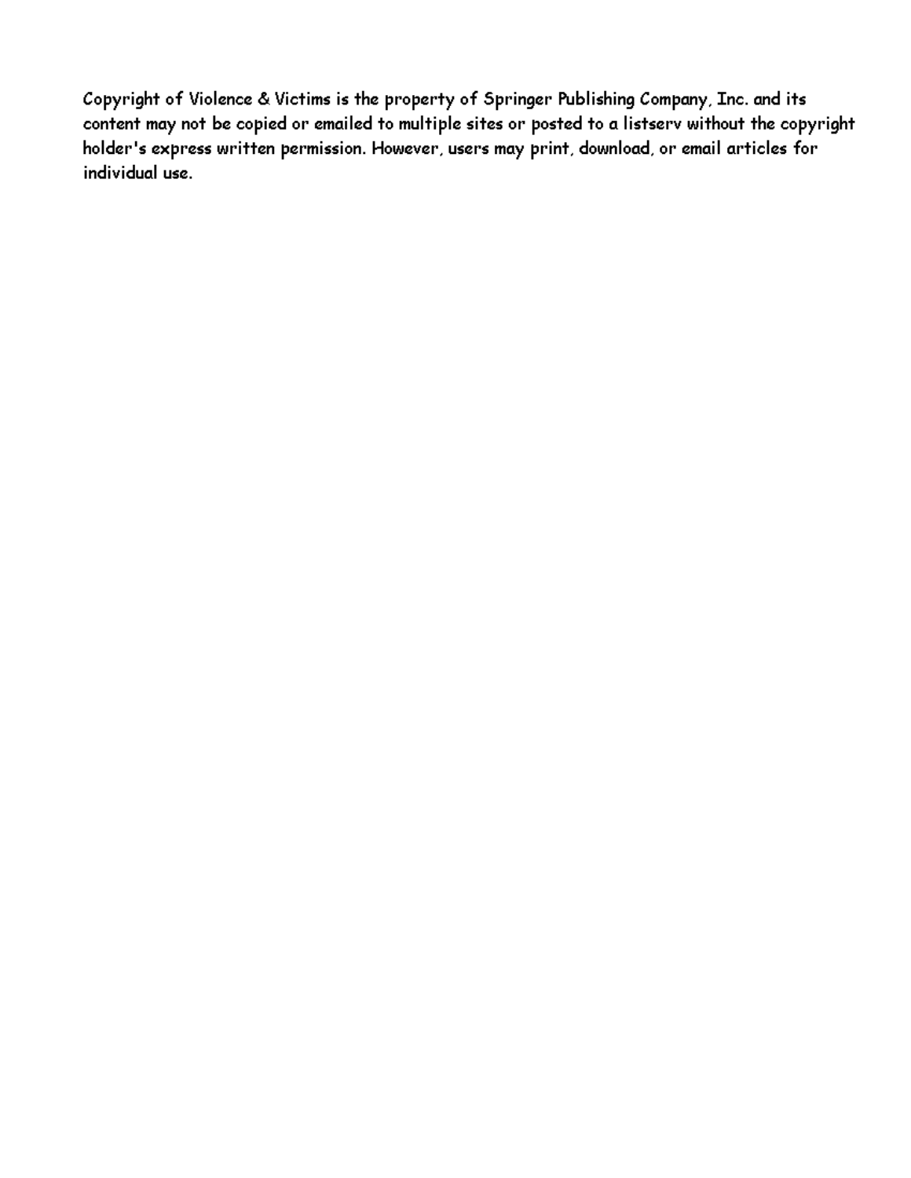Copyright of Violence & Victims is the property of Springer Publishing Company, Inc. and its content may not be copied or emailed to multiple sites or posted to a listserv without the copyright holder's express written permission. However, users may print, download, or email articles for individual use.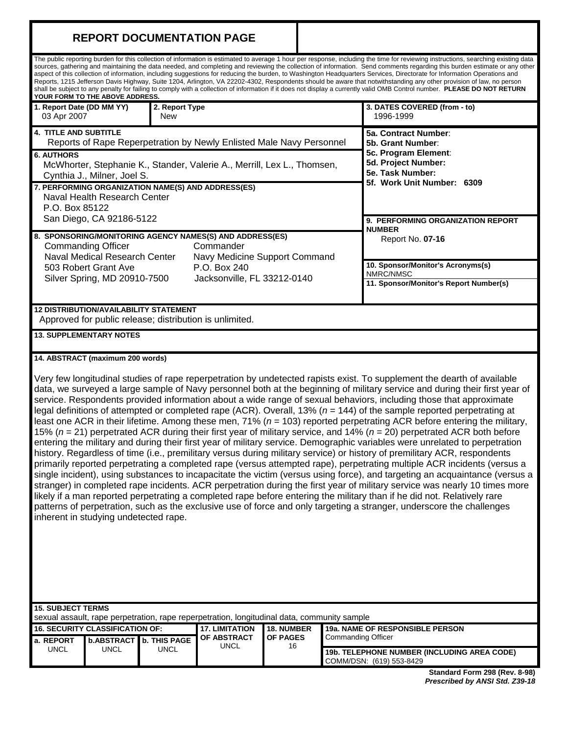# REPORT DOCUMENTATION PAGE

The public reporting burden for this collection of information is estimated to average 1 hour per response, including the time for reviewing instructions, searching existing data sources, gathering and maintaining the data needed, and completing and reviewing the collection of information. Send comments regarding this burden estimate or any other aspect of this collection of information, including suggestions for reducing the burden, to Washington Headquarters Services, Directorate for Information Operations and Reports, 1215 Jefferson Davis Highway, Suite 1204, Arlington, VA 22202-4302, Respondents should be aware that notwithstanding any other provision of law, no person shall be subject to any penalty for failing to comply with a collection of information if it does not display a currently valid OMB Control number. **PLEASE DO NOT RETURN YOUR FORM TO THE ABOVE ADDRESS.**

| | | |
|---|---|---|
| **1. Report Date (DD MM YY)** 03 Apr 2007 | **2. Report Type** New | **3. DATES COVERED (from - to)** 1996-1999 |

**4. TITLE AND SUBTITLE**
Reports of Rape Reperpetration by Newly Enlisted Male Navy Personnel

**5a. Contract Number:**
**5b. Grant Number:**
**5c. Program Element:**
**5d. Project Number:**
**5e. Task Number:**
**5f. Work Unit Number:** 6309

**6. AUTHORS**
McWhorter, Stephanie K., Stander, Valerie A., Merrill, Lex L., Thomsen, Cynthia J., Milner, Joel S.

**7. PERFORMING ORGANIZATION NAME(S) AND ADDRESS(ES)**
Naval Health Research Center
P.O. Box 85122
San Diego, CA 92186-5122

**9. PERFORMING ORGANIZATION REPORT NUMBER**
Report No. **07-16**

**8. SPONSORING/MONITORING AGENCY NAMES(S) AND ADDRESS(ES)**

| | |
|---|---|
| Commanding Officer | Commander |
| Naval Medical Research Center | Navy Medicine Support Command |
| 503 Robert Grant Ave | P.O. Box 240 |
| Silver Spring, MD 20910-7500 | Jacksonville, FL 33212-0140 |

**10. Sponsor/Monitor's Acronyms(s)**
NMRC/NMSC

**11. Sponsor/Monitor's Report Number(s)**

**12 DISTRIBUTION/AVAILABILITY STATEMENT**
Approved for public release; distribution is unlimited.

**13. SUPPLEMENTARY NOTES**

**14. ABSTRACT (maximum 200 words)**

Very few longitudinal studies of rape reperpetration by undetected rapists exist. To supplement the dearth of available data, we surveyed a large sample of Navy personnel both at the beginning of military service and during their first year of service. Respondents provided information about a wide range of sexual behaviors, including those that approximate legal definitions of attempted or completed rape (ACR). Overall, 13% ($n$ = 144) of the sample reported perpetrating at least one ACR in their lifetime. Among these men, 71% ($n$ = 103) reported perpetrating ACR before entering the military, 15% ($n$ = 21) perpetrated ACR during their first year of military service, and 14% ($n$ = 20) perpetrated ACR both before entering the military and during their first year of military service. Demographic variables were unrelated to perpetration history. Regardless of time (i.e., premilitary versus during military service) or history of premilitary ACR, respondents primarily reported perpetrating a completed rape (versus attempted rape), perpetrating multiple ACR incidents (versus a single incident), using substances to incapacitate the victim (versus using force), and targeting an acquaintance (versus a stranger) in completed rape incidents. ACR perpetration during the first year of military service was nearly 10 times more likely if a man reported perpetrating a completed rape before entering the military than if he did not. Relatively rare patterns of perpetration, such as the exclusive use of force and only targeting a stranger, underscore the challenges inherent in studying undetected rape.

**15. SUBJECT TERMS**
sexual assault, rape perpetration, rape reperpetration, longitudinal data, community sample

| 16. SECURITY CLASSIFICATION OF: | | | 17. LIMITATION OF ABSTRACT | 18. NUMBER OF PAGES | 19a. NAME OF RESPONSIBLE PERSON |
|---|---|---|---|---|---|
| a. REPORT | b.ABSTRACT | b. THIS PAGE | | | Commanding Officer |
| UNCL | UNCL | UNCL | UNCL | 16 | **19b. TELEPHONE NUMBER (INCLUDING AREA CODE)** COMM/DSN: (619) 553-8429 |

**Standard Form 298 (Rev. 8-98)**
***Prescribed by ANSI Std. Z39-18***